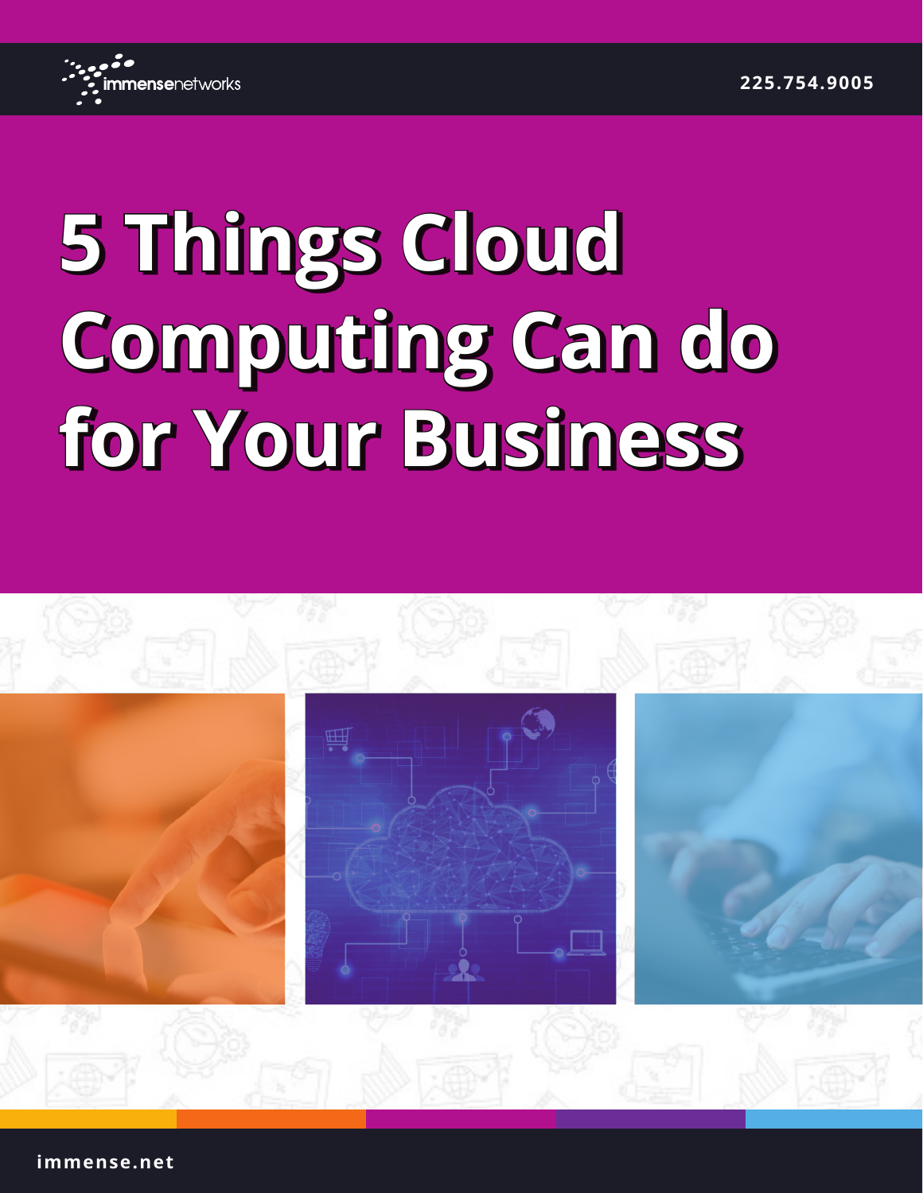immensenetworks

225.754.9005

# 5 Things Cloud Computing Can do for Your Business

immense.net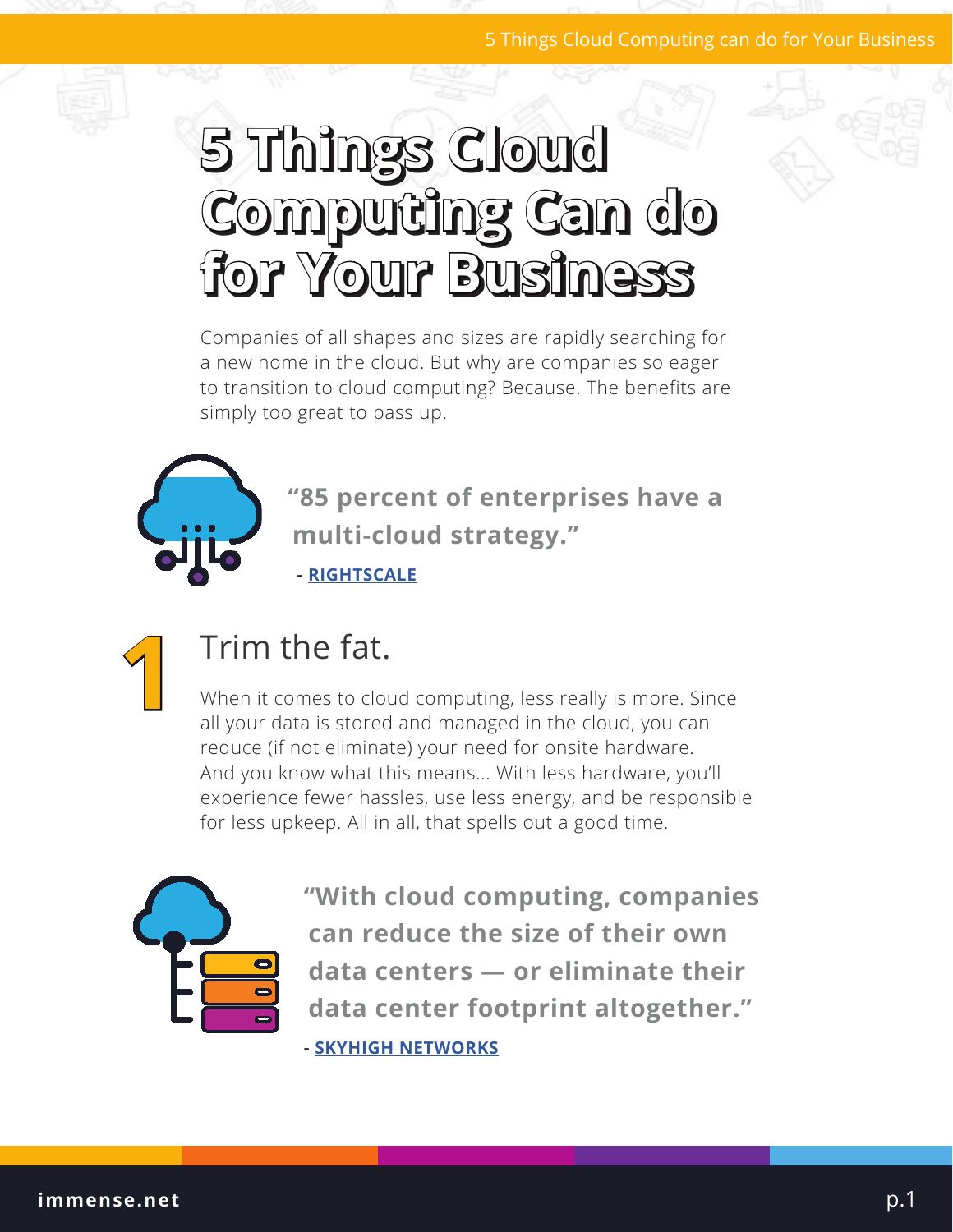# 5 Things Cloud Computing Can do for Your Business

Companies of all shapes and sizes are rapidly searching for a new home in the cloud. But why are companies so eager to transition to cloud computing? Because. The benefits are simply too great to pass up.

> **"85 percent of enterprises have a multi-cloud strategy."**
>
> **- RIGHTSCALE**

## 1 Trim the fat.

When it comes to cloud computing, less really is more. Since all your data is stored and managed in the cloud, you can reduce (if not eliminate) your need for onsite hardware. And you know what this means... With less hardware, you'll experience fewer hassles, use less energy, and be responsible for less upkeep. All in all, that spells out a good time.

> **"With cloud computing, companies can reduce the size of their own data centers — or eliminate their data center footprint altogether."**
>
> **- SKYHIGH NETWORKS**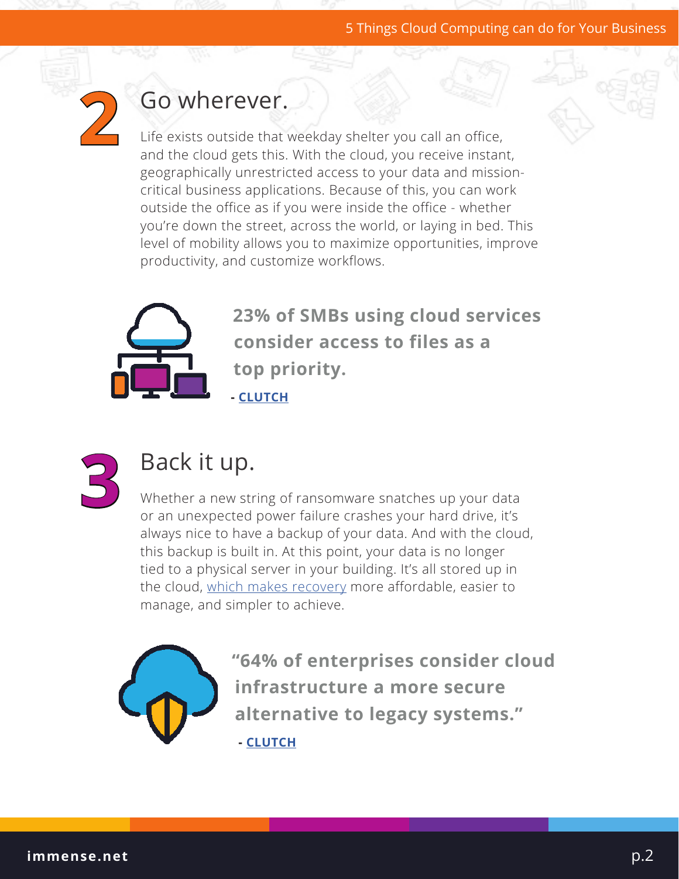## 2 Go wherever.

Life exists outside that weekday shelter you call an office, and the cloud gets this. With the cloud, you receive instant, geographically unrestricted access to your data and mission-critical business applications. Because of this, you can work outside the office as if you were inside the office - whether you're down the street, across the world, or laying in bed. This level of mobility allows you to maximize opportunities, improve productivity, and customize workflows.

**23% of SMBs using cloud services consider access to files as a top priority.**

**- CLUTCH**

## 3 Back it up.

Whether a new string of ransomware snatches up your data or an unexpected power failure crashes your hard drive, it's always nice to have a backup of your data. And with the cloud, this backup is built in. At this point, your data is no longer tied to a physical server in your building. It's all stored up in the cloud, which makes recovery more affordable, easier to manage, and simpler to achieve.

**"64% of enterprises consider cloud infrastructure a more secure alternative to legacy systems."**

**- CLUTCH**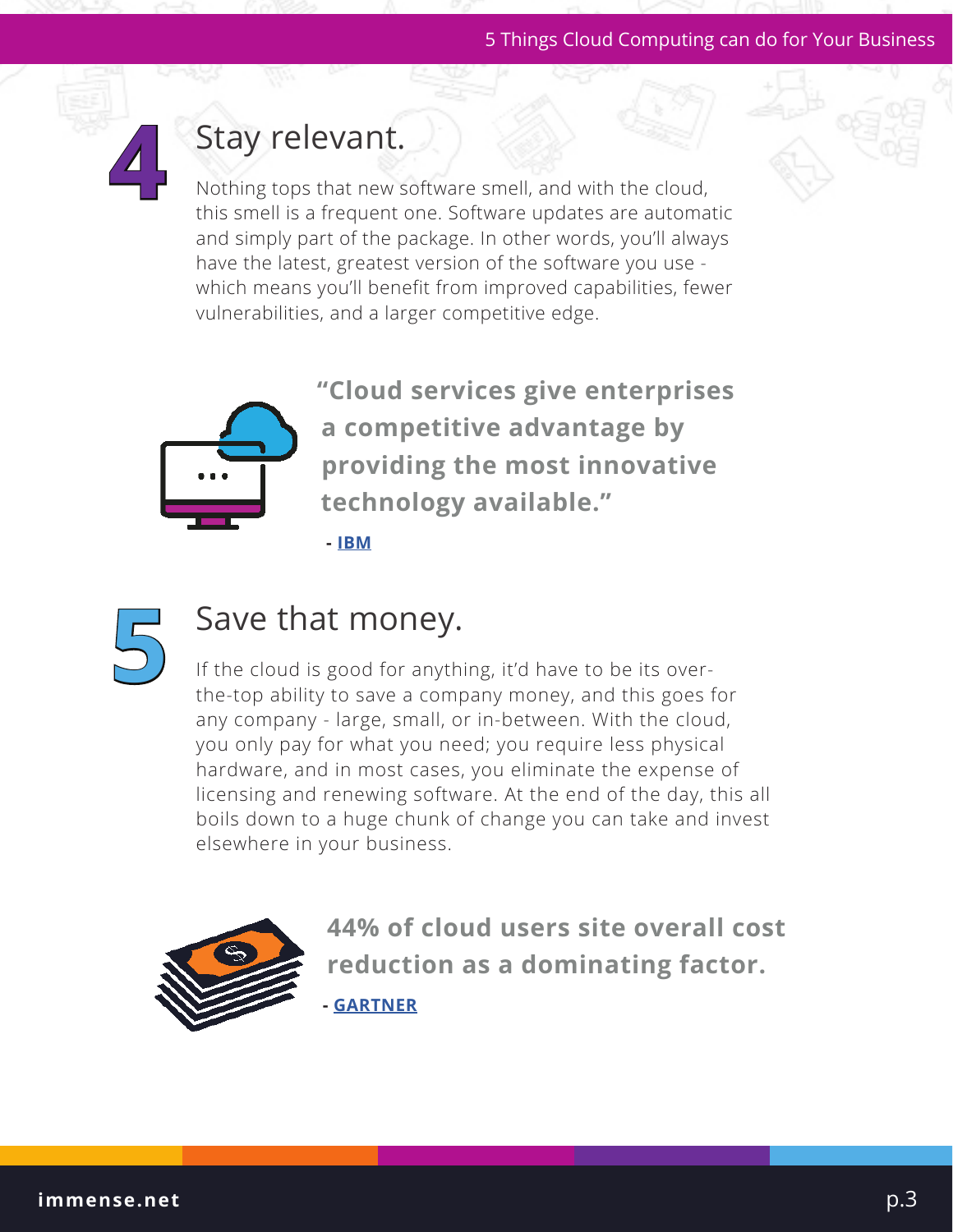## 4 Stay relevant.

Nothing tops that new software smell, and with the cloud, this smell is a frequent one. Software updates are automatic and simply part of the package. In other words, you'll always have the latest, greatest version of the software you use - which means you'll benefit from improved capabilities, fewer vulnerabilities, and a larger competitive edge.

**"Cloud services give enterprises a competitive advantage by providing the most innovative technology available."**

**- IBM**

## 5 Save that money.

If the cloud is good for anything, it'd have to be its over-the-top ability to save a company money, and this goes for any company - large, small, or in-between. With the cloud, you only pay for what you need; you require less physical hardware, and in most cases, you eliminate the expense of licensing and renewing software. At the end of the day, this all boils down to a huge chunk of change you can take and invest elsewhere in your business.

**44% of cloud users site overall cost reduction as a dominating factor.**

**- GARTNER**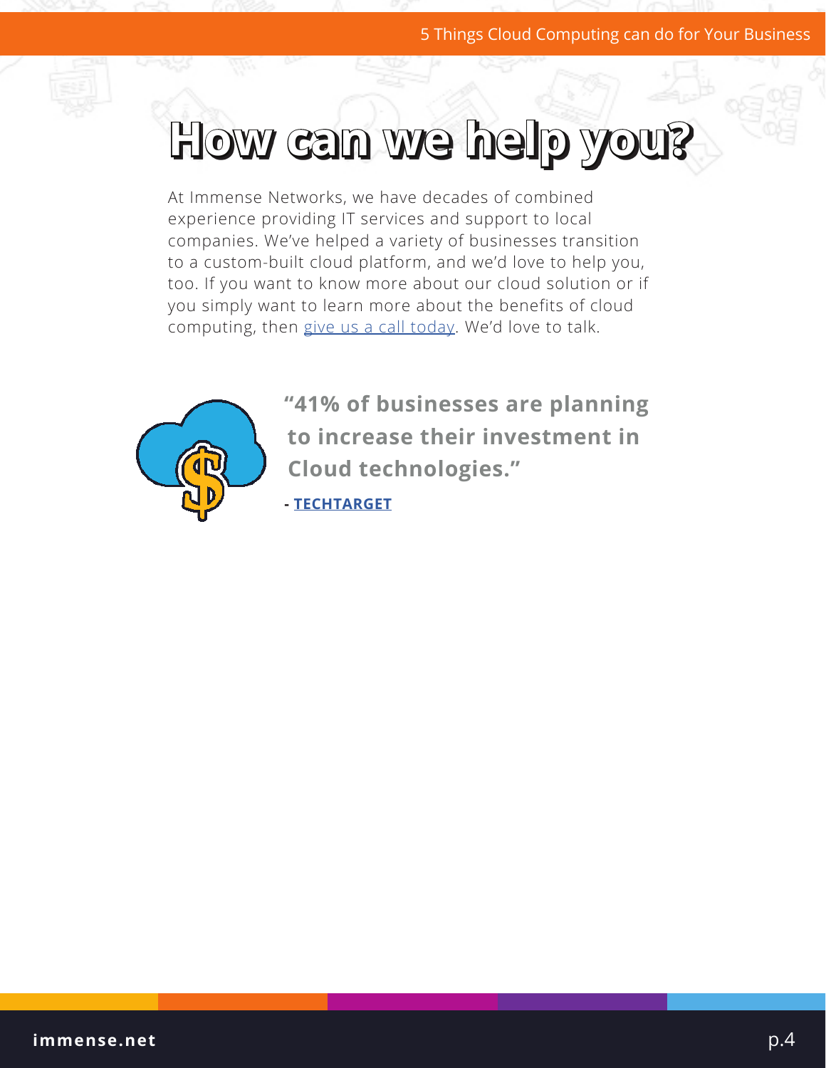# How can we help you?

At Immense Networks, we have decades of combined experience providing IT services and support to local companies. We've helped a variety of businesses transition to a custom-built cloud platform, and we'd love to help you, too. If you want to know more about our cloud solution or if you simply want to learn more about the benefits of cloud computing, then give us a call today. We'd love to talk.

**"41% of businesses are planning to increase their investment in Cloud technologies."**

**- TECHTARGET**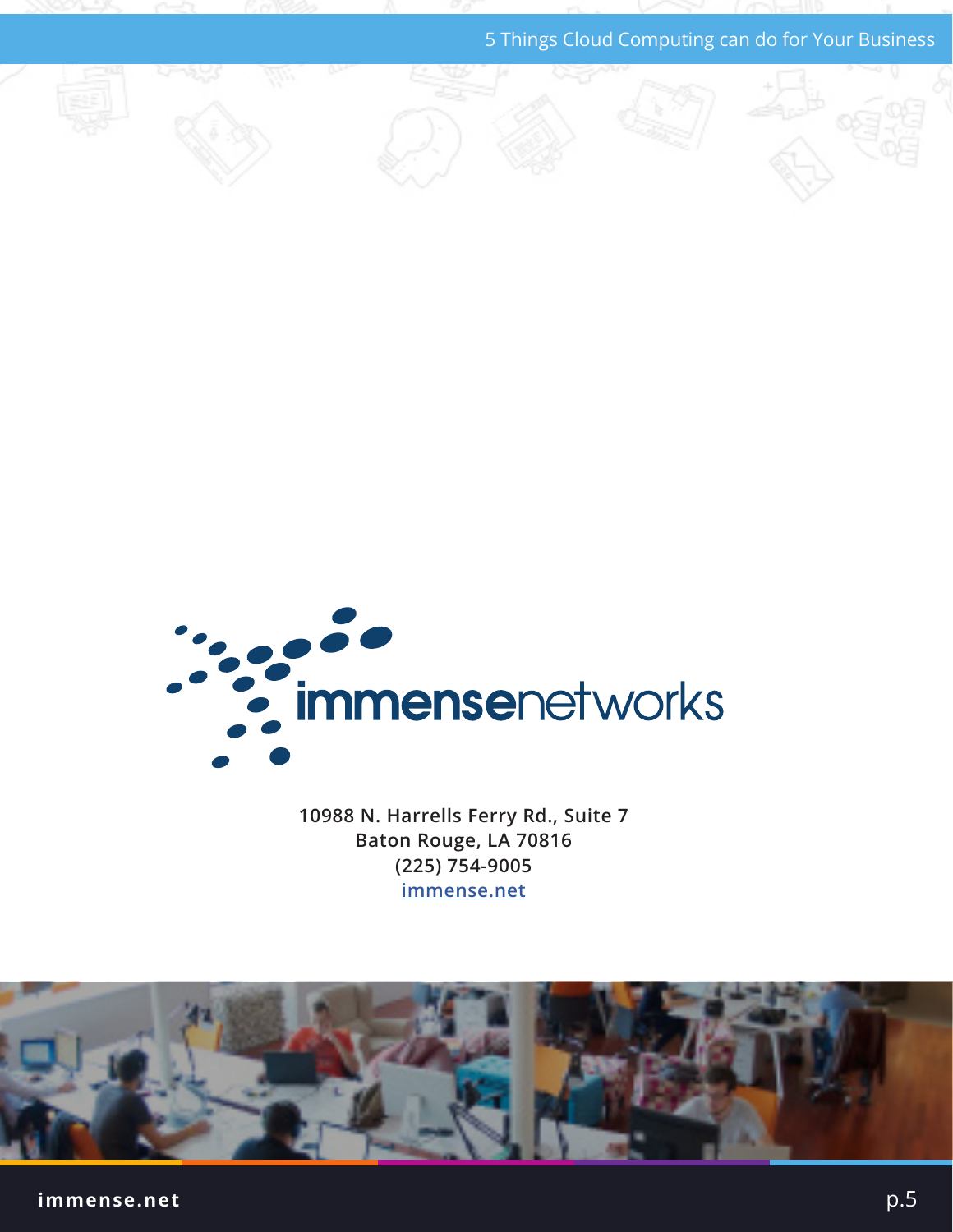immensenetworks

**10988 N. Harrells Ferry Rd., Suite 7**
**Baton Rouge, LA 70816**
**(225) 754-9005**
**[immense.net](immense.net)**